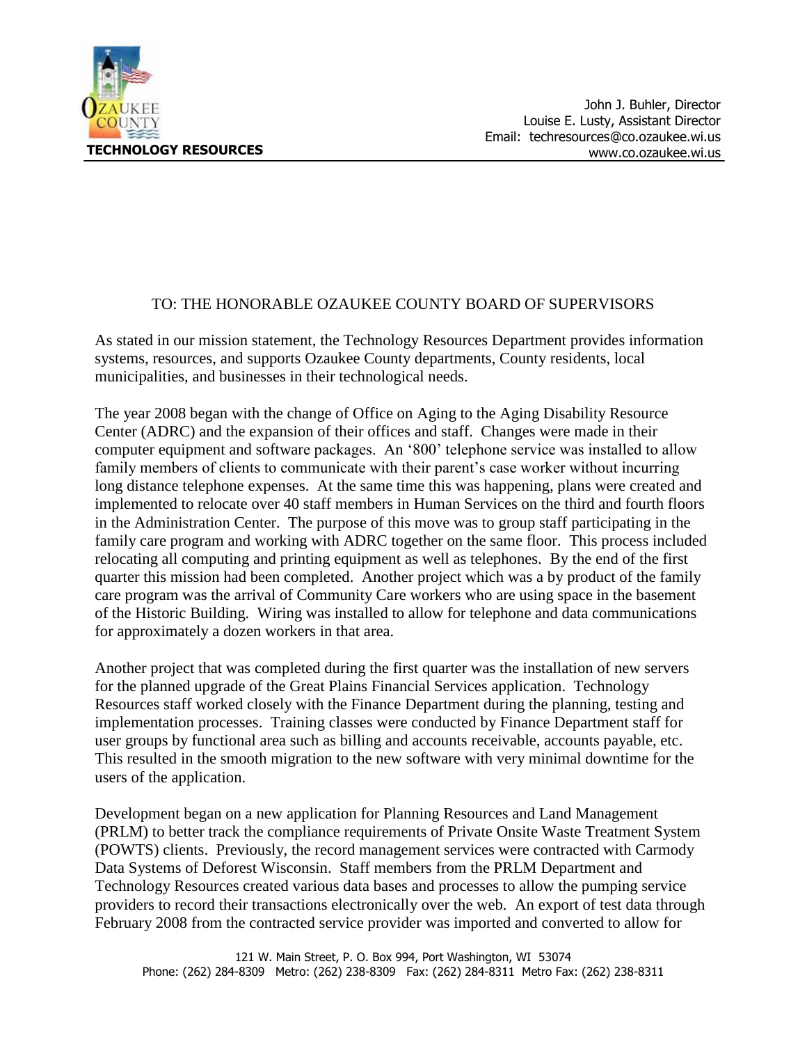**TECHNOLOGY RESOURCES**

John J. Buhler, Director
Louise E. Lusty, Assistant Director
Email: techresources@co.ozaukee.wi.us
www.co.ozaukee.wi.us

TO: THE HONORABLE OZAUKEE COUNTY BOARD OF SUPERVISORS

As stated in our mission statement, the Technology Resources Department provides information systems, resources, and supports Ozaukee County departments, County residents, local municipalities, and businesses in their technological needs.

The year 2008 began with the change of Office on Aging to the Aging Disability Resource Center (ADRC) and the expansion of their offices and staff. Changes were made in their computer equipment and software packages. An '800' telephone service was installed to allow family members of clients to communicate with their parent's case worker without incurring long distance telephone expenses. At the same time this was happening, plans were created and implemented to relocate over 40 staff members in Human Services on the third and fourth floors in the Administration Center. The purpose of this move was to group staff participating in the family care program and working with ADRC together on the same floor. This process included relocating all computing and printing equipment as well as telephones. By the end of the first quarter this mission had been completed. Another project which was a by product of the family care program was the arrival of Community Care workers who are using space in the basement of the Historic Building. Wiring was installed to allow for telephone and data communications for approximately a dozen workers in that area.

Another project that was completed during the first quarter was the installation of new servers for the planned upgrade of the Great Plains Financial Services application. Technology Resources staff worked closely with the Finance Department during the planning, testing and implementation processes. Training classes were conducted by Finance Department staff for user groups by functional area such as billing and accounts receivable, accounts payable, etc. This resulted in the smooth migration to the new software with very minimal downtime for the users of the application.

Development began on a new application for Planning Resources and Land Management (PRLM) to better track the compliance requirements of Private Onsite Waste Treatment System (POWTS) clients. Previously, the record management services were contracted with Carmody Data Systems of Deforest Wisconsin. Staff members from the PRLM Department and Technology Resources created various data bases and processes to allow the pumping service providers to record their transactions electronically over the web. An export of test data through February 2008 from the contracted service provider was imported and converted to allow for

121 W. Main Street, P. O. Box 994, Port Washington, WI 53074
Phone: (262) 284-8309 Metro: (262) 238-8309 Fax: (262) 284-8311 Metro Fax: (262) 238-8311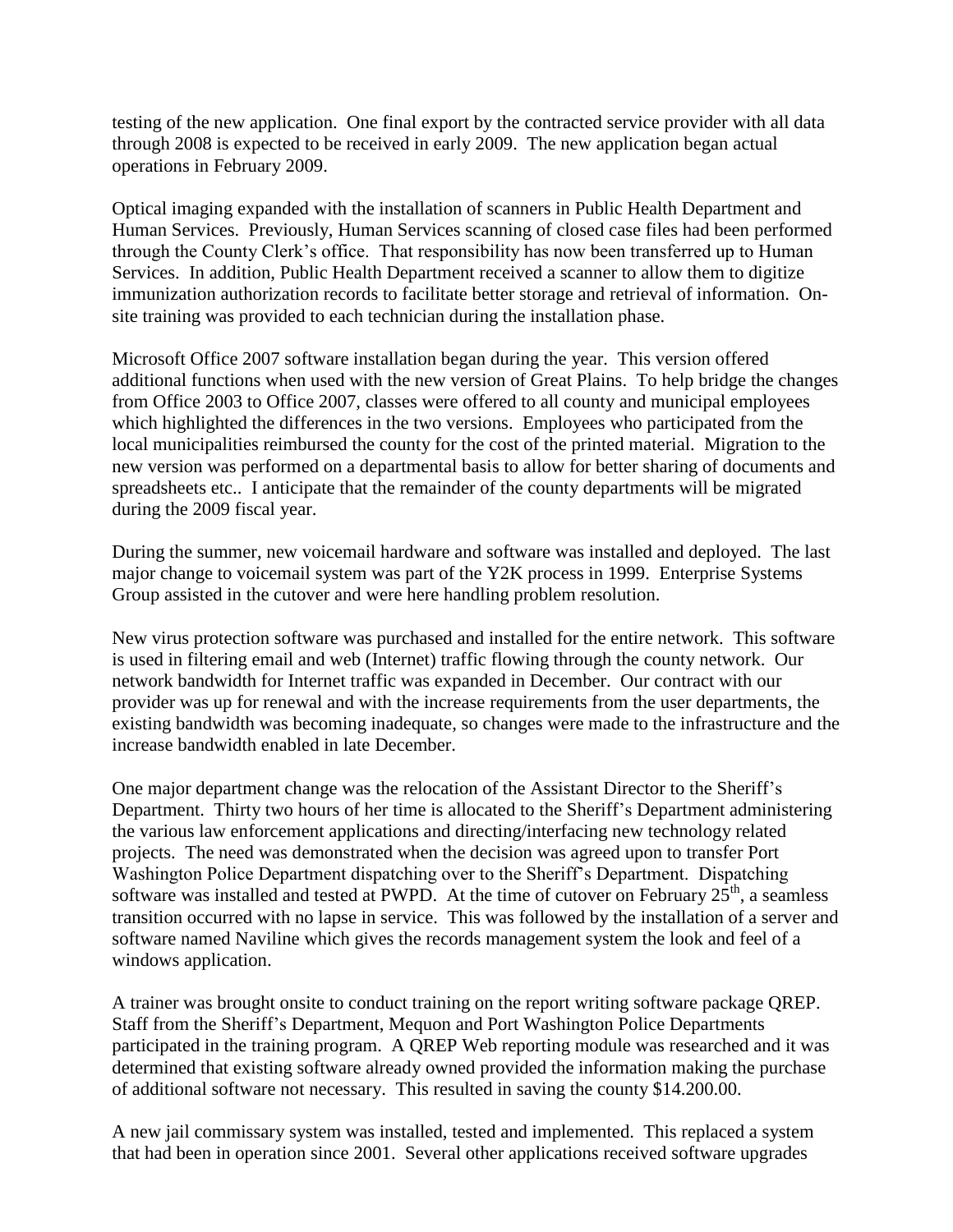testing of the new application. One final export by the contracted service provider with all data through 2008 is expected to be received in early 2009. The new application began actual operations in February 2009.

Optical imaging expanded with the installation of scanners in Public Health Department and Human Services. Previously, Human Services scanning of closed case files had been performed through the County Clerk's office. That responsibility has now been transferred up to Human Services. In addition, Public Health Department received a scanner to allow them to digitize immunization authorization records to facilitate better storage and retrieval of information. On-site training was provided to each technician during the installation phase.

Microsoft Office 2007 software installation began during the year. This version offered additional functions when used with the new version of Great Plains. To help bridge the changes from Office 2003 to Office 2007, classes were offered to all county and municipal employees which highlighted the differences in the two versions. Employees who participated from the local municipalities reimbursed the county for the cost of the printed material. Migration to the new version was performed on a departmental basis to allow for better sharing of documents and spreadsheets etc.. I anticipate that the remainder of the county departments will be migrated during the 2009 fiscal year.

During the summer, new voicemail hardware and software was installed and deployed. The last major change to voicemail system was part of the Y2K process in 1999. Enterprise Systems Group assisted in the cutover and were here handling problem resolution.

New virus protection software was purchased and installed for the entire network. This software is used in filtering email and web (Internet) traffic flowing through the county network. Our network bandwidth for Internet traffic was expanded in December. Our contract with our provider was up for renewal and with the increase requirements from the user departments, the existing bandwidth was becoming inadequate, so changes were made to the infrastructure and the increase bandwidth enabled in late December.

One major department change was the relocation of the Assistant Director to the Sheriff's Department. Thirty two hours of her time is allocated to the Sheriff's Department administering the various law enforcement applications and directing/interfacing new technology related projects. The need was demonstrated when the decision was agreed upon to transfer Port Washington Police Department dispatching over to the Sheriff's Department. Dispatching software was installed and tested at PWPD. At the time of cutover on February 25th, a seamless transition occurred with no lapse in service. This was followed by the installation of a server and software named Naviline which gives the records management system the look and feel of a windows application.

A trainer was brought onsite to conduct training on the report writing software package QREP. Staff from the Sheriff's Department, Mequon and Port Washington Police Departments participated in the training program. A QREP Web reporting module was researched and it was determined that existing software already owned provided the information making the purchase of additional software not necessary. This resulted in saving the county $14.200.00.

A new jail commissary system was installed, tested and implemented. This replaced a system that had been in operation since 2001. Several other applications received software upgrades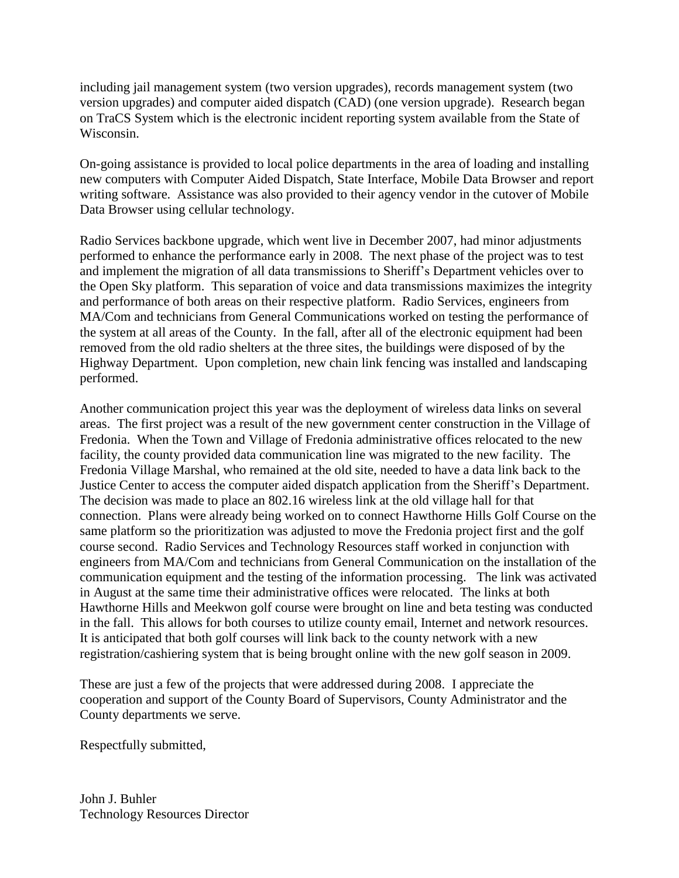including jail management system (two version upgrades), records management system (two version upgrades) and computer aided dispatch (CAD) (one version upgrade). Research began on TraCS System which is the electronic incident reporting system available from the State of Wisconsin.

On-going assistance is provided to local police departments in the area of loading and installing new computers with Computer Aided Dispatch, State Interface, Mobile Data Browser and report writing software. Assistance was also provided to their agency vendor in the cutover of Mobile Data Browser using cellular technology.

Radio Services backbone upgrade, which went live in December 2007, had minor adjustments performed to enhance the performance early in 2008. The next phase of the project was to test and implement the migration of all data transmissions to Sheriff's Department vehicles over to the Open Sky platform. This separation of voice and data transmissions maximizes the integrity and performance of both areas on their respective platform. Radio Services, engineers from MA/Com and technicians from General Communications worked on testing the performance of the system at all areas of the County. In the fall, after all of the electronic equipment had been removed from the old radio shelters at the three sites, the buildings were disposed of by the Highway Department. Upon completion, new chain link fencing was installed and landscaping performed.

Another communication project this year was the deployment of wireless data links on several areas. The first project was a result of the new government center construction in the Village of Fredonia. When the Town and Village of Fredonia administrative offices relocated to the new facility, the county provided data communication line was migrated to the new facility. The Fredonia Village Marshal, who remained at the old site, needed to have a data link back to the Justice Center to access the computer aided dispatch application from the Sheriff's Department. The decision was made to place an 802.16 wireless link at the old village hall for that connection. Plans were already being worked on to connect Hawthorne Hills Golf Course on the same platform so the prioritization was adjusted to move the Fredonia project first and the golf course second. Radio Services and Technology Resources staff worked in conjunction with engineers from MA/Com and technicians from General Communication on the installation of the communication equipment and the testing of the information processing. The link was activated in August at the same time their administrative offices were relocated. The links at both Hawthorne Hills and Meekwon golf course were brought on line and beta testing was conducted in the fall. This allows for both courses to utilize county email, Internet and network resources. It is anticipated that both golf courses will link back to the county network with a new registration/cashiering system that is being brought online with the new golf season in 2009.

These are just a few of the projects that were addressed during 2008. I appreciate the cooperation and support of the County Board of Supervisors, County Administrator and the County departments we serve.

Respectfully submitted,

John J. Buhler
Technology Resources Director